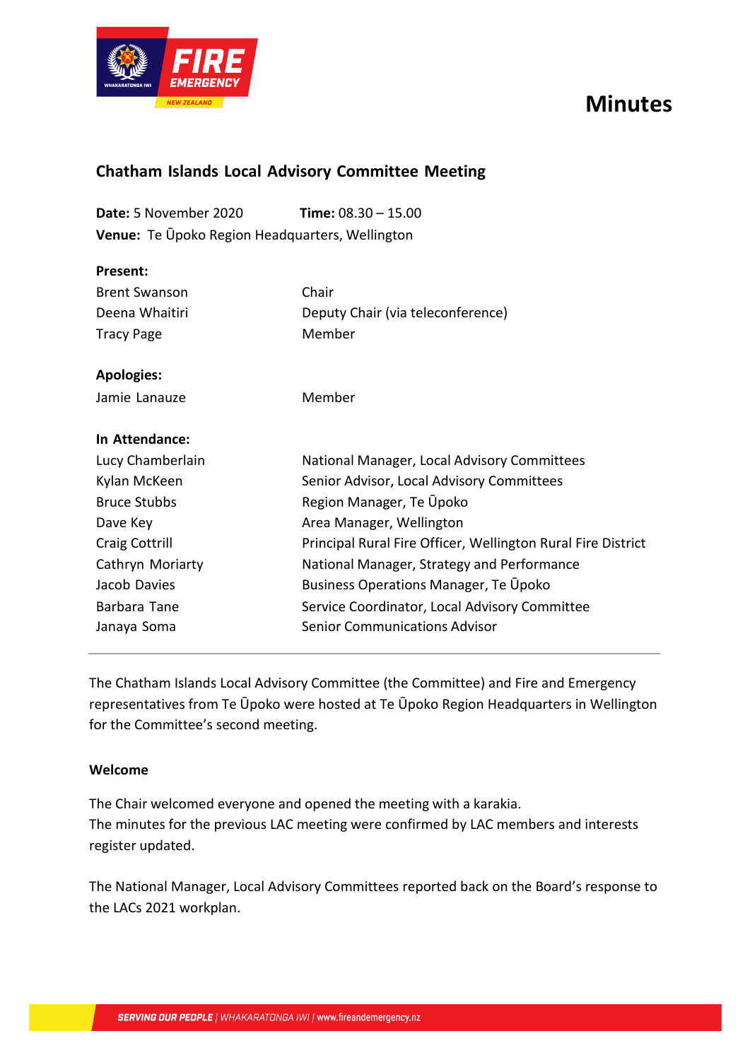# Minutes

## Chatham Islands Local Advisory Committee Meeting

**Date:** 5 November 2020 **Time:** 08.30 – 15.00
**Venue:** Te Ūpoko Region Headquarters, Wellington

**Present:**

| | |
|---|---|
| Brent Swanson | Chair |
| Deena Whaitiri | Deputy Chair (via teleconference) |
| Tracy Page | Member |

**Apologies:**

| | |
|---|---|
| Jamie Lanauze | Member |

**In Attendance:**

| | |
|---|---|
| Lucy Chamberlain | National Manager, Local Advisory Committees |
| Kylan McKeen | Senior Advisor, Local Advisory Committees |
| Bruce Stubbs | Region Manager, Te Ūpoko |
| Dave Key | Area Manager, Wellington |
| Craig Cottrill | Principal Rural Fire Officer, Wellington Rural Fire District |
| Cathryn Moriarty | National Manager, Strategy and Performance |
| Jacob Davies | Business Operations Manager, Te Ūpoko |
| Barbara Tane | Service Coordinator, Local Advisory Committee |
| Janaya Soma | Senior Communications Advisor |

---

The Chatham Islands Local Advisory Committee (the Committee) and Fire and Emergency representatives from Te Ūpoko were hosted at Te Ūpoko Region Headquarters in Wellington for the Committee's second meeting.

**Welcome**

The Chair welcomed everyone and opened the meeting with a karakia.
The minutes for the previous LAC meeting were confirmed by LAC members and interests register updated.

The National Manager, Local Advisory Committees reported back on the Board's response to the LACs 2021 workplan.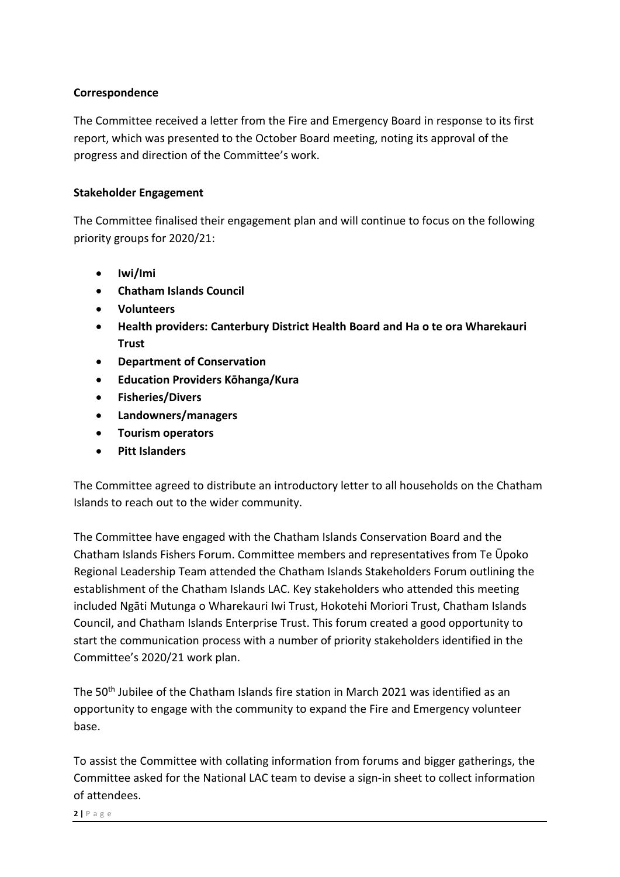**Correspondence**

The Committee received a letter from the Fire and Emergency Board in response to its first report, which was presented to the October Board meeting, noting its approval of the progress and direction of the Committee's work.

**Stakeholder Engagement**

The Committee finalised their engagement plan and will continue to focus on the following priority groups for 2020/21:

- **Iwi/Imi**
- **Chatham Islands Council**
- **Volunteers**
- **Health providers: Canterbury District Health Board and Ha o te ora Wharekauri Trust**
- **Department of Conservation**
- **Education Providers Kōhanga/Kura**
- **Fisheries/Divers**
- **Landowners/managers**
- **Tourism operators**
- **Pitt Islanders**

The Committee agreed to distribute an introductory letter to all households on the Chatham Islands to reach out to the wider community.

The Committee have engaged with the Chatham Islands Conservation Board and the Chatham Islands Fishers Forum. Committee members and representatives from Te Ūpoko Regional Leadership Team attended the Chatham Islands Stakeholders Forum outlining the establishment of the Chatham Islands LAC. Key stakeholders who attended this meeting included Ngāti Mutunga o Wharekauri Iwi Trust, Hokotehi Moriori Trust, Chatham Islands Council, and Chatham Islands Enterprise Trust. This forum created a good opportunity to start the communication process with a number of priority stakeholders identified in the Committee's 2020/21 work plan.

The 50th Jubilee of the Chatham Islands fire station in March 2021 was identified as an opportunity to engage with the community to expand the Fire and Emergency volunteer base.

To assist the Committee with collating information from forums and bigger gatherings, the Committee asked for the National LAC team to devise a sign-in sheet to collect information of attendees.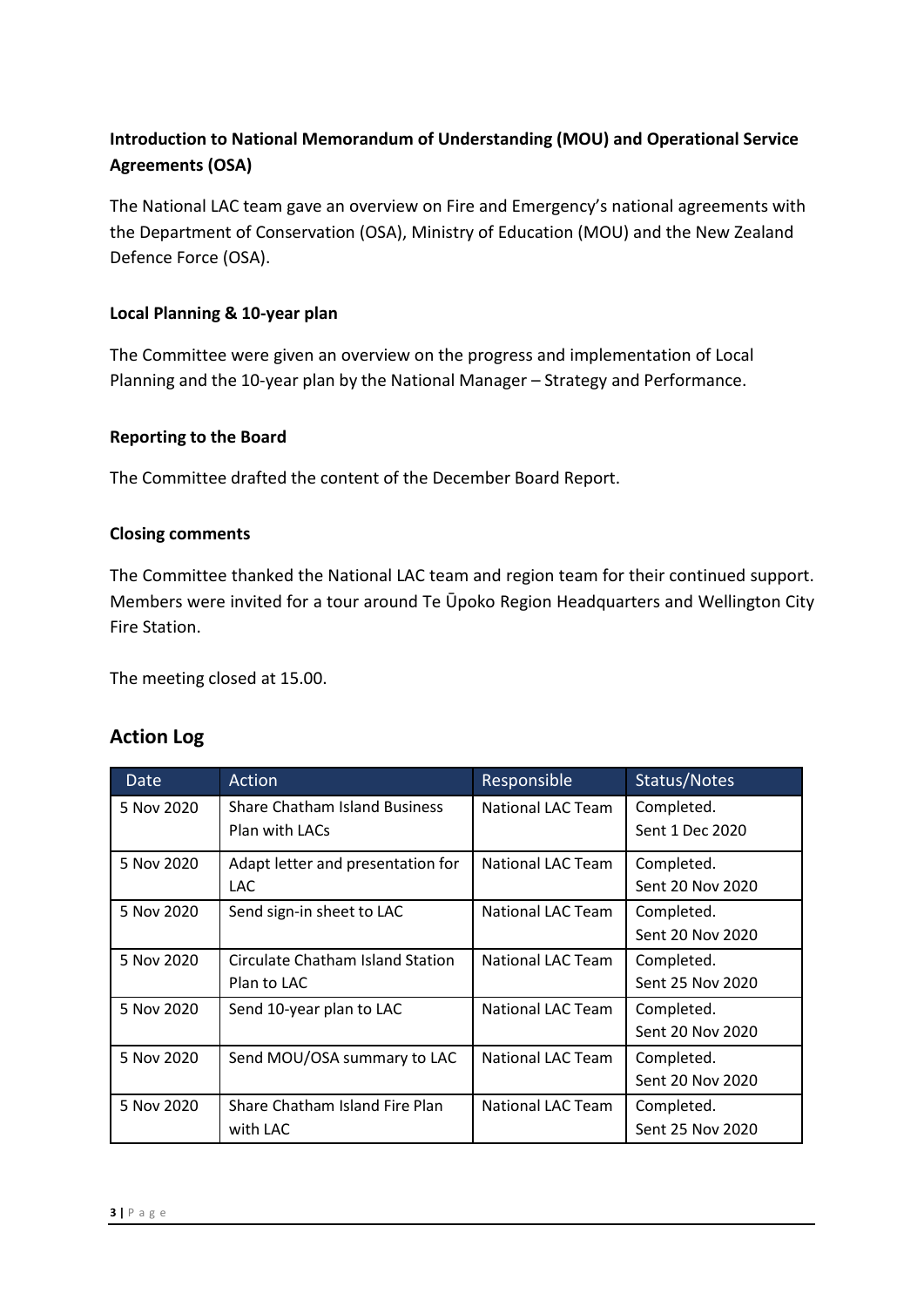**Introduction to National Memorandum of Understanding (MOU) and Operational Service Agreements (OSA)**

The National LAC team gave an overview on Fire and Emergency's national agreements with the Department of Conservation (OSA), Ministry of Education (MOU) and the New Zealand Defence Force (OSA).

**Local Planning & 10-year plan**

The Committee were given an overview on the progress and implementation of Local Planning and the 10-year plan by the National Manager – Strategy and Performance.

**Reporting to the Board**

The Committee drafted the content of the December Board Report.

**Closing comments**

The Committee thanked the National LAC team and region team for their continued support. Members were invited for a tour around Te Ūpoko Region Headquarters and Wellington City Fire Station.

The meeting closed at 15.00.

## Action Log

| Date | Action | Responsible | Status/Notes |
|---|---|---|---|
| 5 Nov 2020 | Share Chatham Island Business Plan with LACs | National LAC Team | Completed. Sent 1 Dec 2020 |
| 5 Nov 2020 | Adapt letter and presentation for LAC | National LAC Team | Completed. Sent 20 Nov 2020 |
| 5 Nov 2020 | Send sign-in sheet to LAC | National LAC Team | Completed. Sent 20 Nov 2020 |
| 5 Nov 2020 | Circulate Chatham Island Station Plan to LAC | National LAC Team | Completed. Sent 25 Nov 2020 |
| 5 Nov 2020 | Send 10-year plan to LAC | National LAC Team | Completed. Sent 20 Nov 2020 |
| 5 Nov 2020 | Send MOU/OSA summary to LAC | National LAC Team | Completed. Sent 20 Nov 2020 |
| 5 Nov 2020 | Share Chatham Island Fire Plan with LAC | National LAC Team | Completed. Sent 25 Nov 2020 |